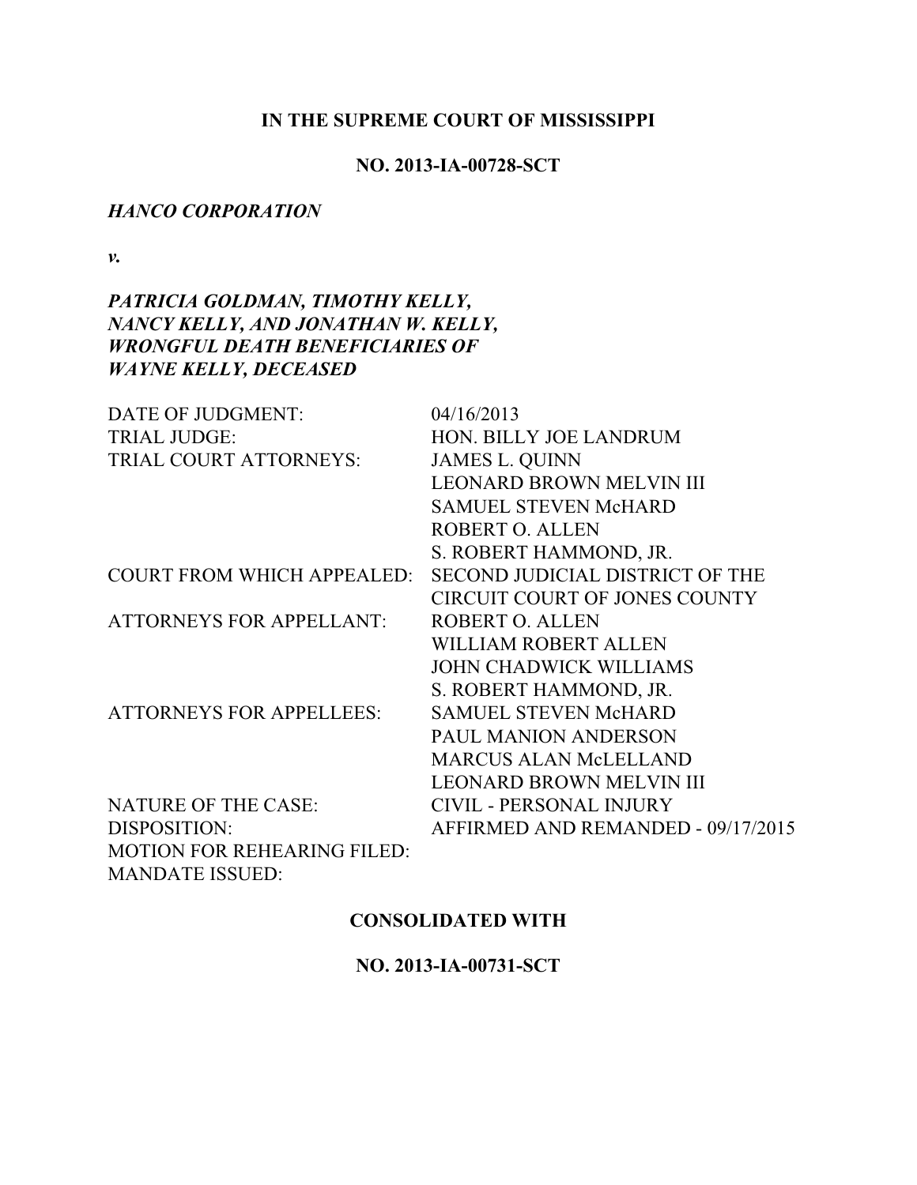**IN THE SUPREME COURT OF MISSISSIPPI**

**NO. 2013-IA-00728-SCT**

***HANCO CORPORATION***

***v.***

***PATRICIA GOLDMAN, TIMOTHY KELLY, NANCY KELLY, AND JONATHAN W. KELLY, WRONGFUL DEATH BENEFICIARIES OF WAYNE KELLY, DECEASED***

| | |
|---|---|
| DATE OF JUDGMENT: | 04/16/2013 |
| TRIAL JUDGE: | HON. BILLY JOE LANDRUM |
| TRIAL COURT ATTORNEYS: | JAMES L. QUINN<br>LEONARD BROWN MELVIN III<br>SAMUEL STEVEN McHARD<br>ROBERT O. ALLEN<br>S. ROBERT HAMMOND, JR. |
| COURT FROM WHICH APPEALED: | SECOND JUDICIAL DISTRICT OF THE CIRCUIT COURT OF JONES COUNTY |
| ATTORNEYS FOR APPELLANT: | ROBERT O. ALLEN<br>WILLIAM ROBERT ALLEN<br>JOHN CHADWICK WILLIAMS<br>S. ROBERT HAMMOND, JR. |
| ATTORNEYS FOR APPELLEES: | SAMUEL STEVEN McHARD<br>PAUL MANION ANDERSON<br>MARCUS ALAN McLELLAND<br>LEONARD BROWN MELVIN III |
| NATURE OF THE CASE: | CIVIL - PERSONAL INJURY |
| DISPOSITION: | AFFIRMED AND REMANDED - 09/17/2015 |
| MOTION FOR REHEARING FILED: | |
| MANDATE ISSUED: | |

**CONSOLIDATED WITH**

**NO. 2013-IA-00731-SCT**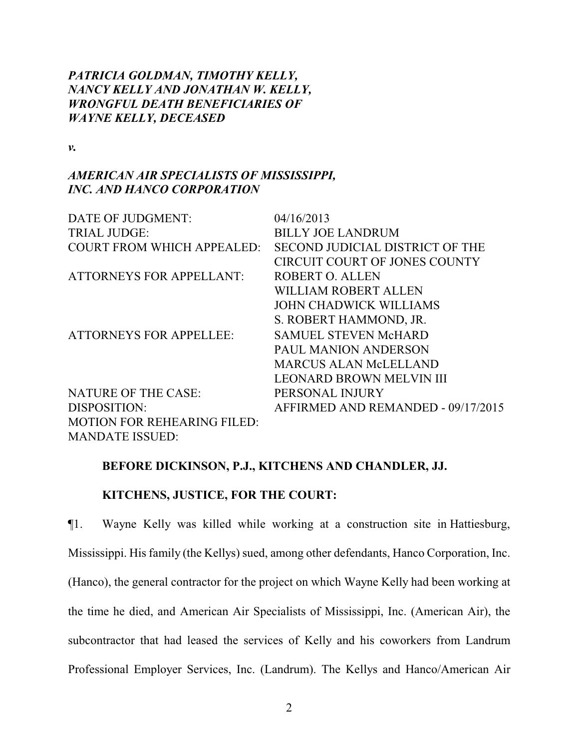***PATRICIA GOLDMAN, TIMOTHY KELLY, NANCY KELLY AND JONATHAN W. KELLY, WRONGFUL DEATH BENEFICIARIES OF WAYNE KELLY, DECEASED***

***v.***

***AMERICAN AIR SPECIALISTS OF MISSISSIPPI, INC. AND HANCO CORPORATION***

| | |
|---|---|
| DATE OF JUDGMENT: | 04/16/2013 |
| TRIAL JUDGE: | BILLY JOE LANDRUM |
| COURT FROM WHICH APPEALED: | SECOND JUDICIAL DISTRICT OF THE CIRCUIT COURT OF JONES COUNTY |
| ATTORNEYS FOR APPELLANT: | ROBERT O. ALLEN<br>WILLIAM ROBERT ALLEN<br>JOHN CHADWICK WILLIAMS<br>S. ROBERT HAMMOND, JR. |
| ATTORNEYS FOR APPELLEE: | SAMUEL STEVEN McHARD<br>PAUL MANION ANDERSON<br>MARCUS ALAN McLELLAND<br>LEONARD BROWN MELVIN III |
| NATURE OF THE CASE: | PERSONAL INJURY |
| DISPOSITION: | AFFIRMED AND REMANDED - 09/17/2015 |
| MOTION FOR REHEARING FILED: | |
| MANDATE ISSUED: | |

**BEFORE DICKINSON, P.J., KITCHENS AND CHANDLER, JJ.**

**KITCHENS, JUSTICE, FOR THE COURT:**

¶1. Wayne Kelly was killed while working at a construction site in Hattiesburg, Mississippi. His family (the Kellys) sued, among other defendants, Hanco Corporation, Inc. (Hanco), the general contractor for the project on which Wayne Kelly had been working at the time he died, and American Air Specialists of Mississippi, Inc. (American Air), the subcontractor that had leased the services of Kelly and his coworkers from Landrum Professional Employer Services, Inc. (Landrum). The Kellys and Hanco/American Air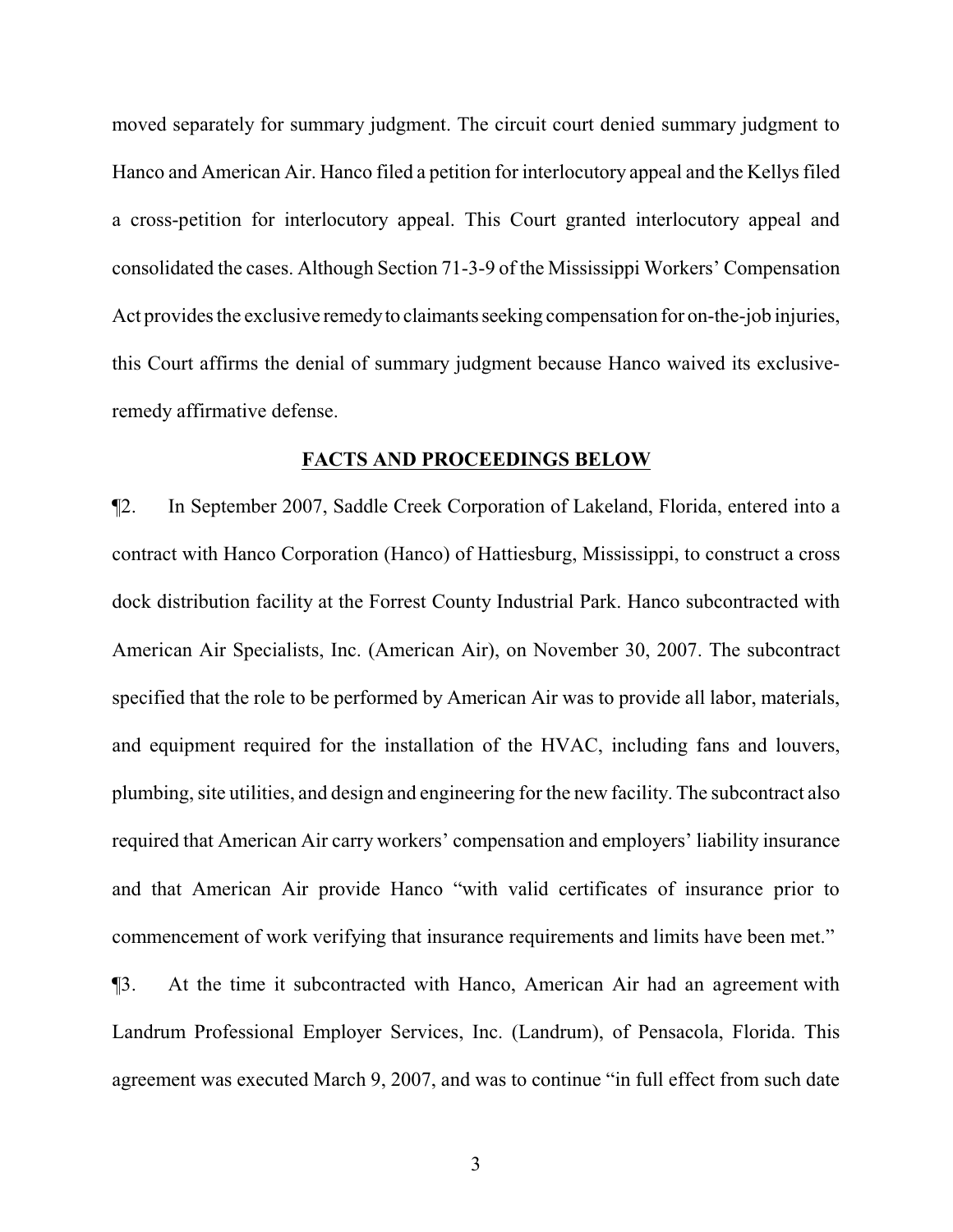moved separately for summary judgment. The circuit court denied summary judgment to Hanco and American Air. Hanco filed a petition for interlocutory appeal and the Kellys filed a cross-petition for interlocutory appeal. This Court granted interlocutory appeal and consolidated the cases. Although Section 71-3-9 of the Mississippi Workers' Compensation Act provides the exclusive remedy to claimants seeking compensation for on-the-job injuries, this Court affirms the denial of summary judgment because Hanco waived its exclusive-remedy affirmative defense.

## FACTS AND PROCEEDINGS BELOW

¶2. In September 2007, Saddle Creek Corporation of Lakeland, Florida, entered into a contract with Hanco Corporation (Hanco) of Hattiesburg, Mississippi, to construct a cross dock distribution facility at the Forrest County Industrial Park. Hanco subcontracted with American Air Specialists, Inc. (American Air), on November 30, 2007. The subcontract specified that the role to be performed by American Air was to provide all labor, materials, and equipment required for the installation of the HVAC, including fans and louvers, plumbing, site utilities, and design and engineering for the new facility. The subcontract also required that American Air carry workers' compensation and employers' liability insurance and that American Air provide Hanco "with valid certificates of insurance prior to commencement of work verifying that insurance requirements and limits have been met."

¶3. At the time it subcontracted with Hanco, American Air had an agreement with Landrum Professional Employer Services, Inc. (Landrum), of Pensacola, Florida. This agreement was executed March 9, 2007, and was to continue "in full effect from such date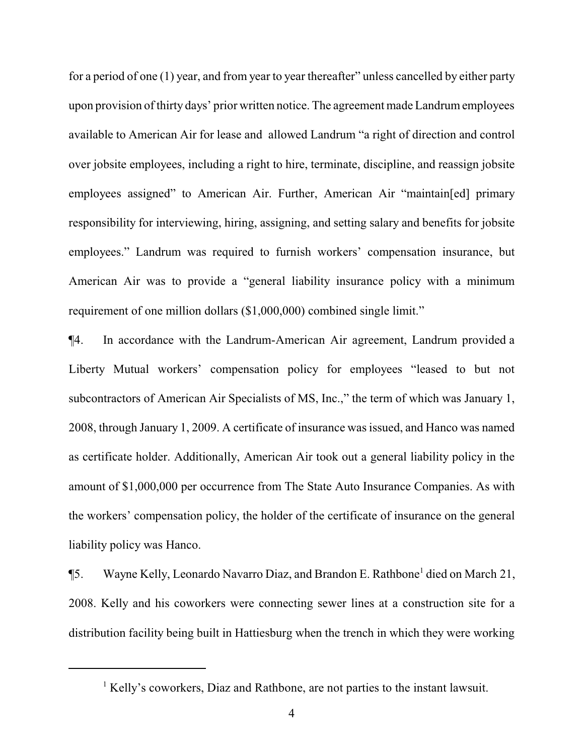for a period of one (1) year, and from year to year thereafter" unless cancelled by either party upon provision of thirty days' prior written notice. The agreement made Landrum employees available to American Air for lease and allowed Landrum "a right of direction and control over jobsite employees, including a right to hire, terminate, discipline, and reassign jobsite employees assigned" to American Air. Further, American Air "maintain[ed] primary responsibility for interviewing, hiring, assigning, and setting salary and benefits for jobsite employees." Landrum was required to furnish workers' compensation insurance, but American Air was to provide a "general liability insurance policy with a minimum requirement of one million dollars ($1,000,000) combined single limit."

¶4. In accordance with the Landrum-American Air agreement, Landrum provided a Liberty Mutual workers' compensation policy for employees "leased to but not subcontractors of American Air Specialists of MS, Inc.," the term of which was January 1, 2008, through January 1, 2009. A certificate of insurance was issued, and Hanco was named as certificate holder. Additionally, American Air took out a general liability policy in the amount of $1,000,000 per occurrence from The State Auto Insurance Companies. As with the workers' compensation policy, the holder of the certificate of insurance on the general liability policy was Hanco.

¶5. Wayne Kelly, Leonardo Navarro Diaz, and Brandon E. Rathbone[1] died on March 21, 2008. Kelly and his coworkers were connecting sewer lines at a construction site for a distribution facility being built in Hattiesburg when the trench in which they were working

[1] Kelly's coworkers, Diaz and Rathbone, are not parties to the instant lawsuit.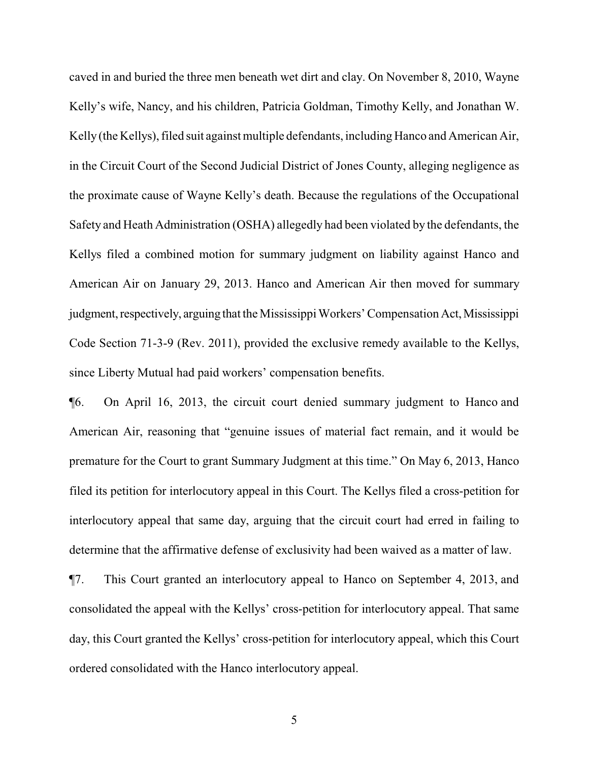caved in and buried the three men beneath wet dirt and clay. On November 8, 2010, Wayne Kelly's wife, Nancy, and his children, Patricia Goldman, Timothy Kelly, and Jonathan W. Kelly (the Kellys), filed suit against multiple defendants, including Hanco and American Air, in the Circuit Court of the Second Judicial District of Jones County, alleging negligence as the proximate cause of Wayne Kelly's death. Because the regulations of the Occupational Safety and Heath Administration (OSHA) allegedly had been violated by the defendants, the Kellys filed a combined motion for summary judgment on liability against Hanco and American Air on January 29, 2013. Hanco and American Air then moved for summary judgment, respectively, arguing that the Mississippi Workers' Compensation Act, Mississippi Code Section 71-3-9 (Rev. 2011), provided the exclusive remedy available to the Kellys, since Liberty Mutual had paid workers' compensation benefits.

¶6. On April 16, 2013, the circuit court denied summary judgment to Hanco and American Air, reasoning that "genuine issues of material fact remain, and it would be premature for the Court to grant Summary Judgment at this time." On May 6, 2013, Hanco filed its petition for interlocutory appeal in this Court. The Kellys filed a cross-petition for interlocutory appeal that same day, arguing that the circuit court had erred in failing to determine that the affirmative defense of exclusivity had been waived as a matter of law.

¶7. This Court granted an interlocutory appeal to Hanco on September 4, 2013, and consolidated the appeal with the Kellys' cross-petition for interlocutory appeal. That same day, this Court granted the Kellys' cross-petition for interlocutory appeal, which this Court ordered consolidated with the Hanco interlocutory appeal.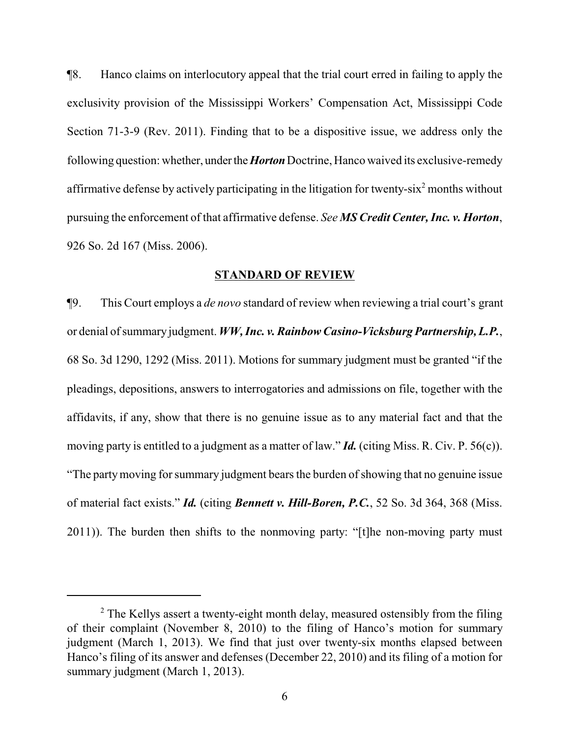¶8. Hanco claims on interlocutory appeal that the trial court erred in failing to apply the exclusivity provision of the Mississippi Workers' Compensation Act, Mississippi Code Section 71-3-9 (Rev. 2011). Finding that to be a dispositive issue, we address only the following question: whether, under the ***Horton*** Doctrine, Hanco waived its exclusive-remedy affirmative defense by actively participating in the litigation for twenty-six[2] months without pursuing the enforcement of that affirmative defense. *See* ***MS Credit Center, Inc. v. Horton***, 926 So. 2d 167 (Miss. 2006).

## STANDARD OF REVIEW

¶9. This Court employs a *de novo* standard of review when reviewing a trial court's grant or denial of summary judgment. ***WW, Inc. v. Rainbow Casino-Vicksburg Partnership, L.P.***, 68 So. 3d 1290, 1292 (Miss. 2011). Motions for summary judgment must be granted "if the pleadings, depositions, answers to interrogatories and admissions on file, together with the affidavits, if any, show that there is no genuine issue as to any material fact and that the moving party is entitled to a judgment as a matter of law." ***Id.*** (citing Miss. R. Civ. P. 56(c)). "The party moving for summary judgment bears the burden of showing that no genuine issue of material fact exists." ***Id.*** (citing ***Bennett v. Hill-Boren, P.C.***, 52 So. 3d 364, 368 (Miss. 2011)). The burden then shifts to the nonmoving party: "[t]he non-moving party must

---

[2] The Kellys assert a twenty-eight month delay, measured ostensibly from the filing of their complaint (November 8, 2010) to the filing of Hanco's motion for summary judgment (March 1, 2013). We find that just over twenty-six months elapsed between Hanco's filing of its answer and defenses (December 22, 2010) and its filing of a motion for summary judgment (March 1, 2013).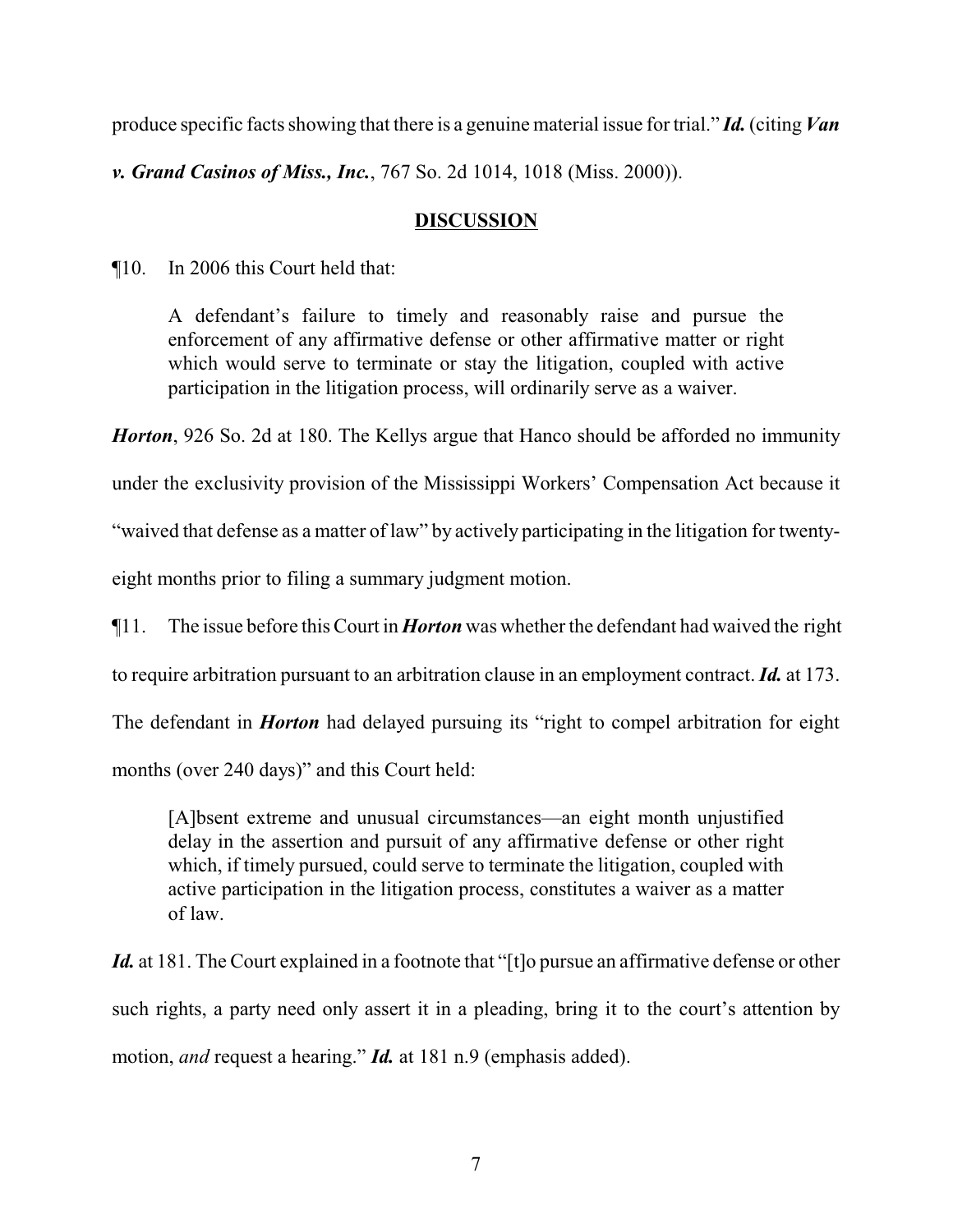produce specific facts showing that there is a genuine material issue for trial." ***Id.*** (citing ***Van v. Grand Casinos of Miss., Inc.***, 767 So. 2d 1014, 1018 (Miss. 2000)).

## DISCUSSION

¶10. In 2006 this Court held that:

> A defendant's failure to timely and reasonably raise and pursue the enforcement of any affirmative defense or other affirmative matter or right which would serve to terminate or stay the litigation, coupled with active participation in the litigation process, will ordinarily serve as a waiver.

***Horton***, 926 So. 2d at 180. The Kellys argue that Hanco should be afforded no immunity under the exclusivity provision of the Mississippi Workers' Compensation Act because it "waived that defense as a matter of law" by actively participating in the litigation for twenty-eight months prior to filing a summary judgment motion.

¶11. The issue before this Court in ***Horton*** was whether the defendant had waived the right to require arbitration pursuant to an arbitration clause in an employment contract. ***Id.*** at 173. The defendant in ***Horton*** had delayed pursuing its "right to compel arbitration for eight months (over 240 days)" and this Court held:

> [A]bsent extreme and unusual circumstances—an eight month unjustified delay in the assertion and pursuit of any affirmative defense or other right which, if timely pursued, could serve to terminate the litigation, coupled with active participation in the litigation process, constitutes a waiver as a matter of law.

***Id.*** at 181. The Court explained in a footnote that "[t]o pursue an affirmative defense or other such rights, a party need only assert it in a pleading, bring it to the court's attention by motion, *and* request a hearing." ***Id.*** at 181 n.9 (emphasis added).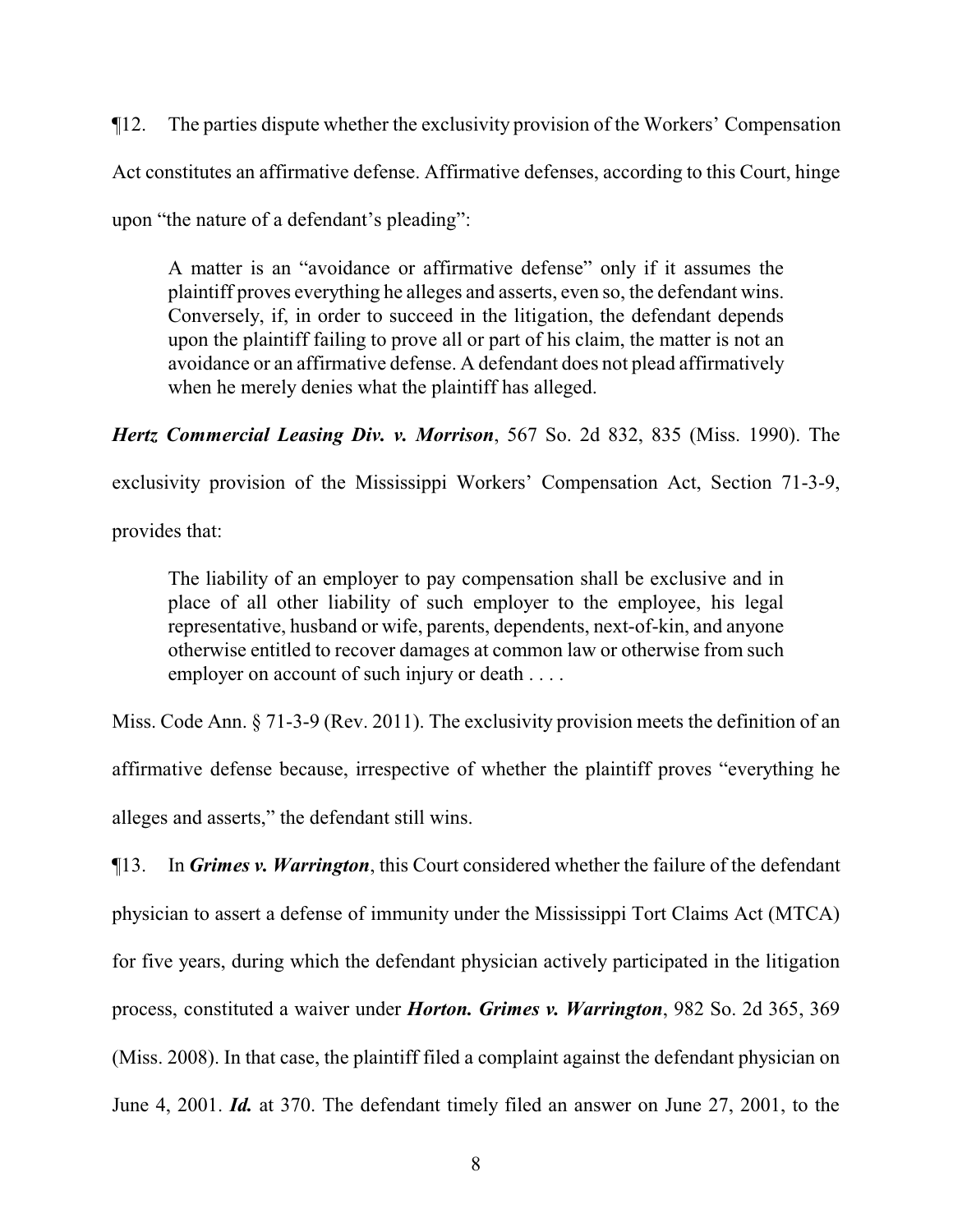¶12. The parties dispute whether the exclusivity provision of the Workers' Compensation Act constitutes an affirmative defense. Affirmative defenses, according to this Court, hinge upon "the nature of a defendant's pleading":

> A matter is an "avoidance or affirmative defense" only if it assumes the plaintiff proves everything he alleges and asserts, even so, the defendant wins. Conversely, if, in order to succeed in the litigation, the defendant depends upon the plaintiff failing to prove all or part of his claim, the matter is not an avoidance or an affirmative defense. A defendant does not plead affirmatively when he merely denies what the plaintiff has alleged.

***Hertz Commercial Leasing Div. v. Morrison***, 567 So. 2d 832, 835 (Miss. 1990). The exclusivity provision of the Mississippi Workers' Compensation Act, Section 71-3-9, provides that:

> The liability of an employer to pay compensation shall be exclusive and in place of all other liability of such employer to the employee, his legal representative, husband or wife, parents, dependents, next-of-kin, and anyone otherwise entitled to recover damages at common law or otherwise from such employer on account of such injury or death . . . .

Miss. Code Ann. § 71-3-9 (Rev. 2011). The exclusivity provision meets the definition of an affirmative defense because, irrespective of whether the plaintiff proves "everything he alleges and asserts," the defendant still wins.

¶13. In ***Grimes v. Warrington***, this Court considered whether the failure of the defendant physician to assert a defense of immunity under the Mississippi Tort Claims Act (MTCA) for five years, during which the defendant physician actively participated in the litigation process, constituted a waiver under ***Horton***. ***Grimes v. Warrington***, 982 So. 2d 365, 369 (Miss. 2008). In that case, the plaintiff filed a complaint against the defendant physician on June 4, 2001. ***Id.*** at 370. The defendant timely filed an answer on June 27, 2001, to the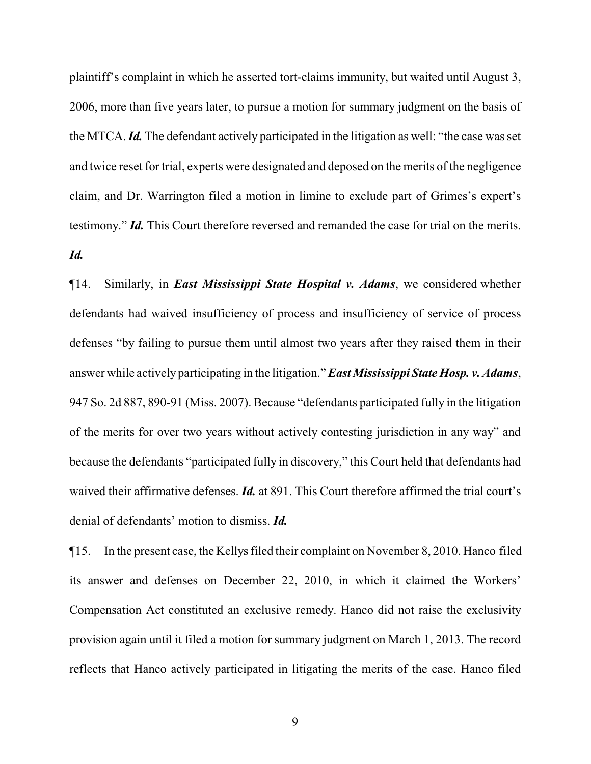plaintiff's complaint in which he asserted tort-claims immunity, but waited until August 3, 2006, more than five years later, to pursue a motion for summary judgment on the basis of the MTCA. ***Id.*** The defendant actively participated in the litigation as well: "the case was set and twice reset for trial, experts were designated and deposed on the merits of the negligence claim, and Dr. Warrington filed a motion in limine to exclude part of Grimes's expert's testimony." ***Id.*** This Court therefore reversed and remanded the case for trial on the merits. ***Id.***

¶14. Similarly, in ***East Mississippi State Hospital v. Adams***, we considered whether defendants had waived insufficiency of process and insufficiency of service of process defenses "by failing to pursue them until almost two years after they raised them in their answer while actively participating in the litigation." ***East Mississippi State Hosp. v. Adams***, 947 So. 2d 887, 890-91 (Miss. 2007). Because "defendants participated fully in the litigation of the merits for over two years without actively contesting jurisdiction in any way" and because the defendants "participated fully in discovery," this Court held that defendants had waived their affirmative defenses. ***Id.*** at 891. This Court therefore affirmed the trial court's denial of defendants' motion to dismiss. ***Id.***

¶15. In the present case, the Kellys filed their complaint on November 8, 2010. Hanco filed its answer and defenses on December 22, 2010, in which it claimed the Workers' Compensation Act constituted an exclusive remedy. Hanco did not raise the exclusivity provision again until it filed a motion for summary judgment on March 1, 2013. The record reflects that Hanco actively participated in litigating the merits of the case. Hanco filed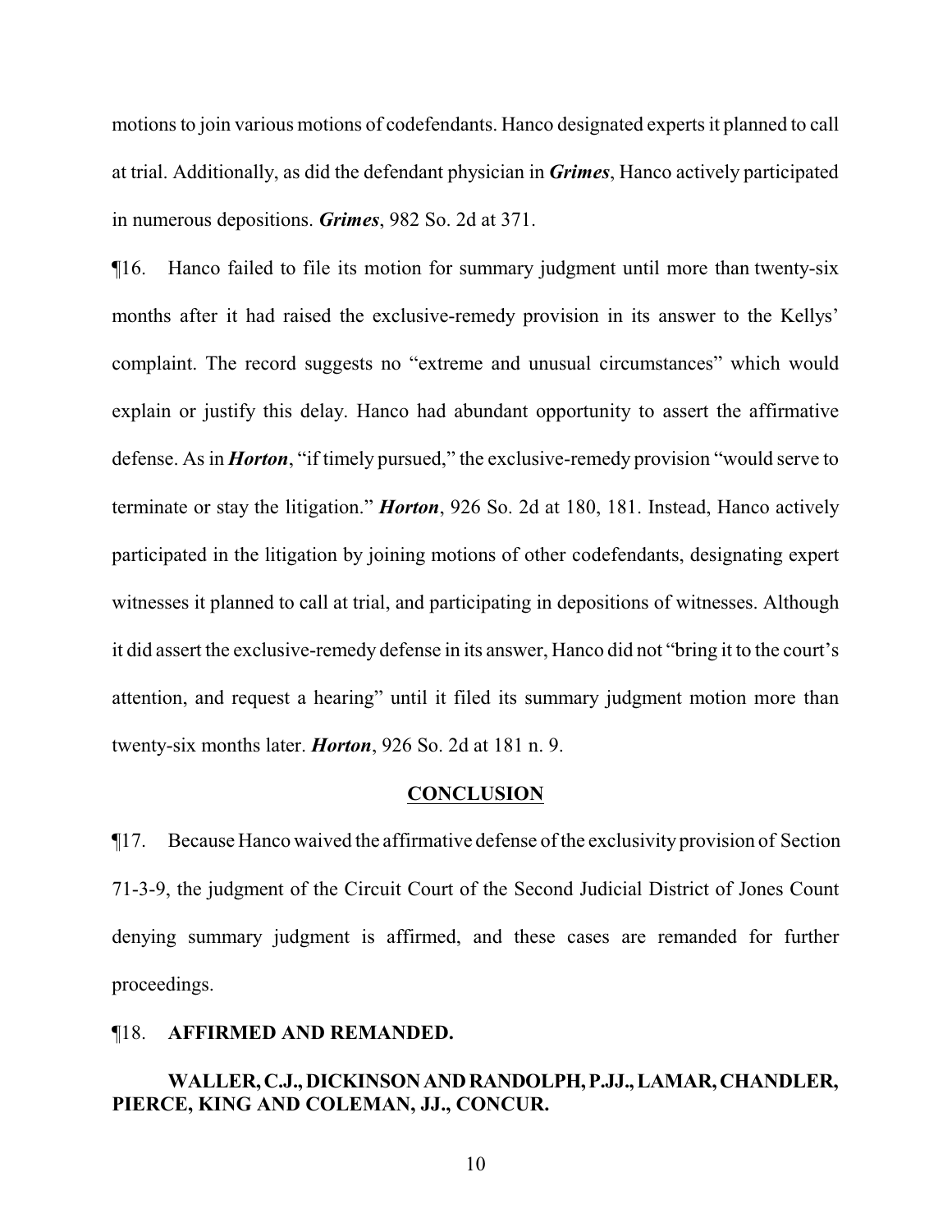motions to join various motions of codefendants. Hanco designated experts it planned to call at trial. Additionally, as did the defendant physician in ***Grimes***, Hanco actively participated in numerous depositions. ***Grimes***, 982 So. 2d at 371.

¶16. Hanco failed to file its motion for summary judgment until more than twenty-six months after it had raised the exclusive-remedy provision in its answer to the Kellys' complaint. The record suggests no "extreme and unusual circumstances" which would explain or justify this delay. Hanco had abundant opportunity to assert the affirmative defense. As in ***Horton***, "if timely pursued," the exclusive-remedy provision "would serve to terminate or stay the litigation." ***Horton***, 926 So. 2d at 180, 181. Instead, Hanco actively participated in the litigation by joining motions of other codefendants, designating expert witnesses it planned to call at trial, and participating in depositions of witnesses. Although it did assert the exclusive-remedy defense in its answer, Hanco did not "bring it to the court's attention, and request a hearing" until it filed its summary judgment motion more than twenty-six months later. ***Horton***, 926 So. 2d at 181 n. 9.

## CONCLUSION

¶17. Because Hanco waived the affirmative defense of the exclusivity provision of Section 71-3-9, the judgment of the Circuit Court of the Second Judicial District of Jones Count denying summary judgment is affirmed, and these cases are remanded for further proceedings.

¶18. **AFFIRMED AND REMANDED.**

**WALLER, C.J., DICKINSON AND RANDOLPH, P.JJ., LAMAR, CHANDLER, PIERCE, KING AND COLEMAN, JJ., CONCUR.**